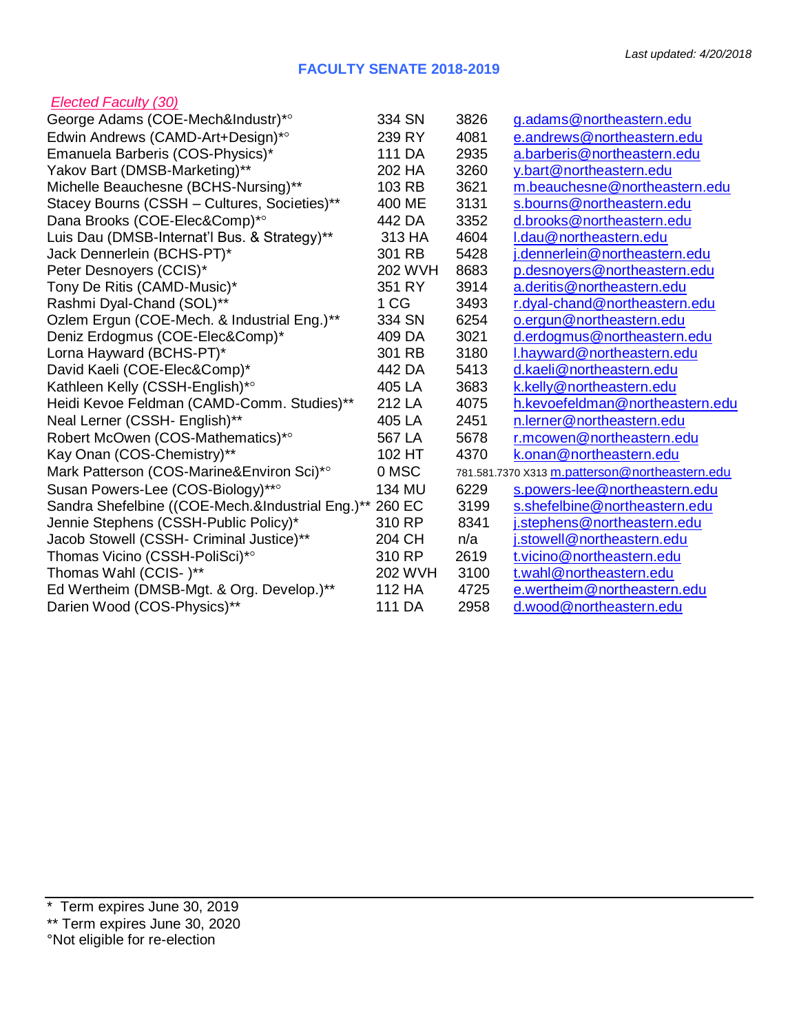*Last updated: 4/20/2018*

# FACULTY SENATE 2018-2019

*Elected Faculty (30)*

| Name | Office | Phone | Email |
|---|---|---|---|
| George Adams (COE-Mech&Industr)*° | 334 SN | 3826 | g.adams@northeastern.edu |
| Edwin Andrews (CAMD-Art+Design)*° | 239 RY | 4081 | e.andrews@northeastern.edu |
| Emanuela Barberis (COS-Physics)* | 111 DA | 2935 | a.barberis@northeastern.edu |
| Yakov Bart (DMSB-Marketing)** | 202 HA | 3260 | y.bart@northeastern.edu |
| Michelle Beauchesne (BCHS-Nursing)** | 103 RB | 3621 | m.beauchesne@northeastern.edu |
| Stacey Bourns (CSSH – Cultures, Societies)** | 400 ME | 3131 | s.bourns@northeastern.edu |
| Dana Brooks (COE-Elec&Comp)*° | 442 DA | 3352 | d.brooks@northeastern.edu |
| Luis Dau (DMSB-Internat'l Bus. & Strategy)** | 313 HA | 4604 | l.dau@northeastern.edu |
| Jack Dennerlein (BCHS-PT)* | 301 RB | 5428 | j.dennerlein@northeastern.edu |
| Peter Desnoyers (CCIS)* | 202 WVH | 8683 | p.desnoyers@northeastern.edu |
| Tony De Ritis (CAMD-Music)* | 351 RY | 3914 | a.deritis@northeastern.edu |
| Rashmi Dyal-Chand (SOL)** | 1 CG | 3493 | r.dyal-chand@northeastern.edu |
| Ozlem Ergun (COE-Mech. & Industrial Eng.)** | 334 SN | 6254 | o.ergun@northeastern.edu |
| Deniz Erdogmus (COE-Elec&Comp)* | 409 DA | 3021 | d.erdogmus@northeastern.edu |
| Lorna Hayward (BCHS-PT)* | 301 RB | 3180 | l.hayward@northeastern.edu |
| David Kaeli (COE-Elec&Comp)* | 442 DA | 5413 | d.kaeli@northeastern.edu |
| Kathleen Kelly (CSSH-English)*° | 405 LA | 3683 | k.kelly@northeastern.edu |
| Heidi Kevoe Feldman (CAMD-Comm. Studies)** | 212 LA | 4075 | h.kevoefeldman@northeastern.edu |
| Neal Lerner (CSSH- English)** | 405 LA | 2451 | n.lerner@northeastern.edu |
| Robert McOwen (COS-Mathematics)*° | 567 LA | 5678 | r.mcowen@northeastern.edu |
| Kay Onan (COS-Chemistry)** | 102 HT | 4370 | k.onan@northeastern.edu |
| Mark Patterson (COS-Marine&Environ Sci)*° | 0 MSC | 781.581.7370 X313 | m.patterson@northeastern.edu |
| Susan Powers-Lee (COS-Biology)**° | 134 MU | 6229 | s.powers-lee@northeastern.edu |
| Sandra Shefelbine ((COE-Mech.&Industrial Eng.)** | 260 EC | 3199 | s.shefelbine@northeastern.edu |
| Jennie Stephens (CSSH-Public Policy)* | 310 RP | 8341 | j.stephens@northeastern.edu |
| Jacob Stowell (CSSH- Criminal Justice)** | 204 CH | n/a | j.stowell@northeastern.edu |
| Thomas Vicino (CSSH-PoliSci)*° | 310 RP | 2619 | t.vicino@northeastern.edu |
| Thomas Wahl (CCIS- )** | 202 WVH | 3100 | t.wahl@northeastern.edu |
| Ed Wertheim (DMSB-Mgt. & Org. Develop.)** | 112 HA | 4725 | e.wertheim@northeastern.edu |
| Darien Wood (COS-Physics)** | 111 DA | 2958 | d.wood@northeastern.edu |

---

\* Term expires June 30, 2019
** Term expires June 30, 2020
°Not eligible for re-election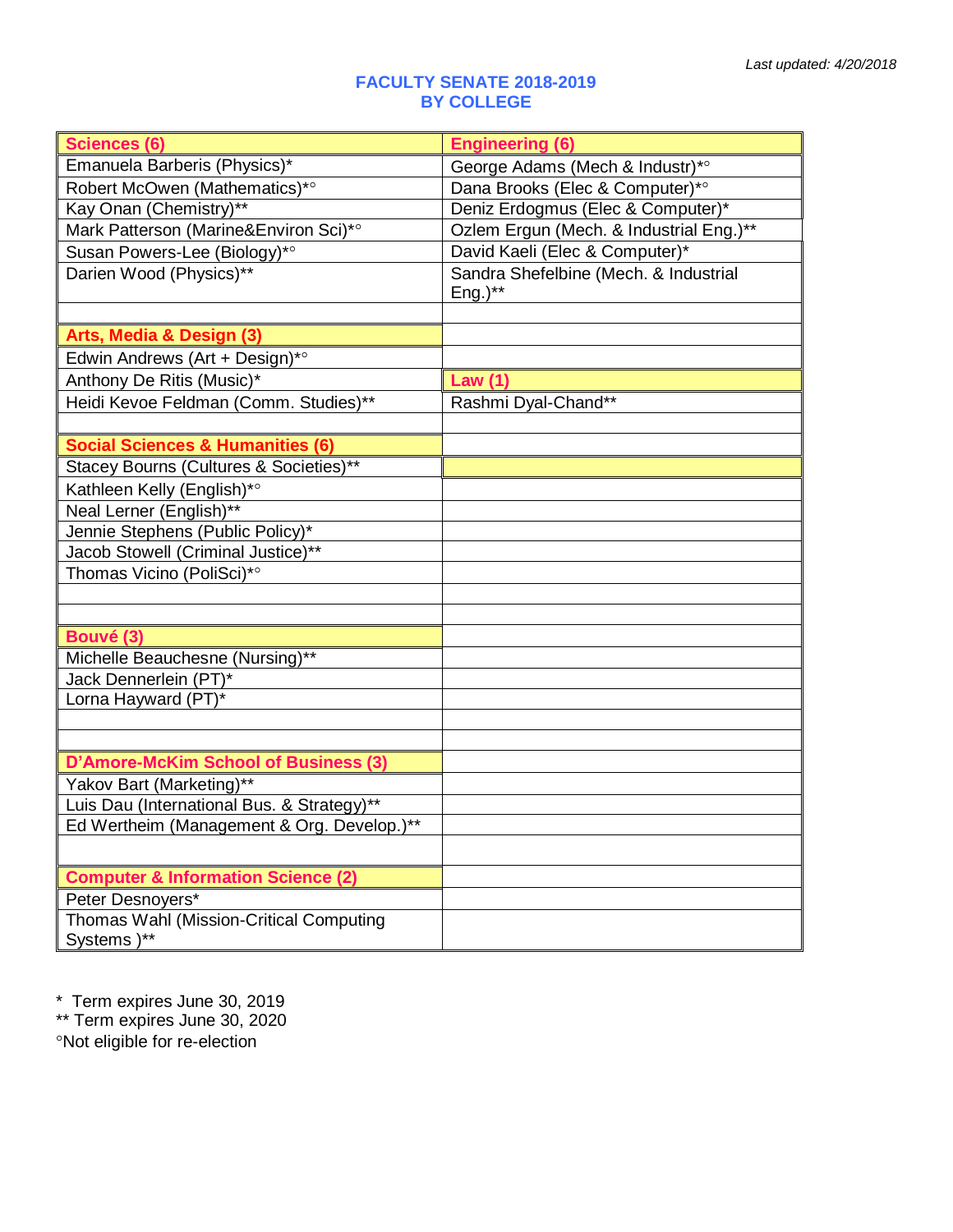*Last updated: 4/20/2018*

## FACULTY SENATE 2018-2019
## BY COLLEGE

| | |
|---|---|
| **Sciences (6)** | **Engineering (6)** |
| Emanuela Barberis (Physics)* | George Adams (Mech & Industr)*° |
| Robert McOwen (Mathematics)*° | Dana Brooks (Elec & Computer)*° |
| Kay Onan (Chemistry)** | Deniz Erdogmus (Elec & Computer)* |
| Mark Patterson (Marine&Environ Sci)*° | Ozlem Ergun (Mech. & Industrial Eng.)** |
| Susan Powers-Lee (Biology)*° | David Kaeli (Elec & Computer)* |
| Darien Wood (Physics)** | Sandra Shefelbine (Mech. & Industrial Eng.)** |
| | |
| **Arts, Media & Design (3)** | |
| Edwin Andrews (Art + Design)*° | |
| Anthony De Ritis (Music)* | **Law (1)** |
| Heidi Kevoe Feldman (Comm. Studies)** | Rashmi Dyal-Chand** |
| | |
| **Social Sciences & Humanities (6)** | |
| Stacey Bourns (Cultures & Societies)** | |
| Kathleen Kelly (English)*° | |
| Neal Lerner (English)** | |
| Jennie Stephens (Public Policy)* | |
| Jacob Stowell (Criminal Justice)** | |
| Thomas Vicino (PoliSci)*° | |
| | |
| | |
| **Bouvé (3)** | |
| Michelle Beauchesne (Nursing)** | |
| Jack Dennerlein (PT)* | |
| Lorna Hayward (PT)* | |
| | |
| | |
| **D'Amore-McKim School of Business (3)** | |
| Yakov Bart (Marketing)** | |
| Luis Dau (International Bus. & Strategy)** | |
| Ed Wertheim (Management & Org. Develop.)** | |
| | |
| **Computer & Information Science (2)** | |
| Peter Desnoyers* | |
| Thomas Wahl (Mission-Critical Computing Systems )** | |

\* Term expires June 30, 2019
\*\* Term expires June 30, 2020
°Not eligible for re-election